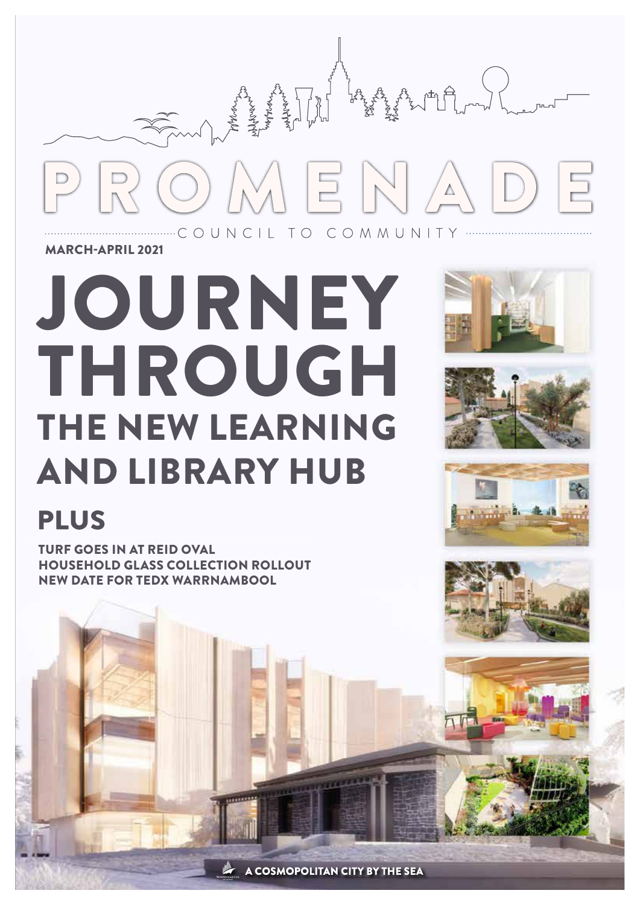# PROMENADE

COUNCIL TO COMMUNITY

MARCH-APRIL 2021

# JOURNEY THROUGH THE NEW LEARNING AND LIBRARY HUB

## PLUS

TURF GOES IN AT REID OVAL
HOUSEHOLD GLASS COLLECTION ROLLOUT
NEW DATE FOR TEDX WARRNAMBOOL

A COSMOPOLITAN CITY BY THE SEA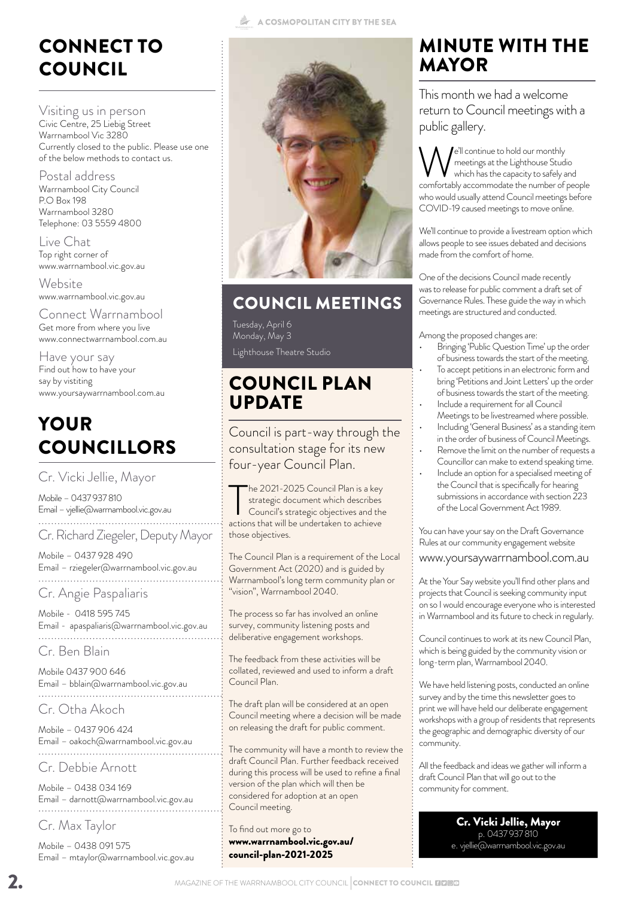# CONNECT TO COUNCIL

Visiting us in person
Civic Centre, 25 Liebig Street
Warrnambool Vic 3280
Currently closed to the public. Please use one of the below methods to contact us.

Postal address
Warrnambool City Council
P.O Box 198
Warrnambool 3280
Telephone: 03 5559 4800

Live Chat
Top right corner of
www.warrnambool.vic.gov.au

Website
www.warrnambool.vic.gov.au

Connect Warrnambool
Get more from where you live
www.connectwarrnambool.com.au

Have your say
Find out how to have your say by vistiting
www.yoursaywarrnambool.com.au

# YOUR COUNCILLORS

Cr. Vicki Jellie, Mayor
Mobile – 0437 937 810
Email – vjellie@warrnambool.vic.gov.au

Cr. Richard Ziegeler, Deputy Mayor
Mobile – 0437 928 490
Email – rziegeler@warrnambool.vic.gov.au

Cr. Angie Paspaliaris
Mobile - 0418 595 745
Email - apaspaliaris@warrnambool.vic.gov.au

Cr. Ben Blain
Mobile 0437 900 646
Email – bblain@warrnambool.vic.gov.au

Cr. Otha Akoch
Mobile – 0437 906 424
Email – oakoch@warrnambool.vic.gov.au

Cr. Debbie Arnott
Mobile – 0438 034 169
Email – darnott@warrnambool.vic.gov.au

Cr. Max Taylor
Mobile – 0438 091 575
Email – mtaylor@warrnambool.vic.gov.au

# COUNCIL MEETINGS

Tuesday, April 6
Monday, May 3
Lighthouse Theatre Studio

# COUNCIL PLAN UPDATE

Council is part-way through the consultation stage for its new four-year Council Plan.

The 2021-2025 Council Plan is a key strategic document which describes Council's strategic objectives and the actions that will be undertaken to achieve those objectives.

The Council Plan is a requirement of the Local Government Act (2020) and is guided by Warrnambool's long term community plan or "vision", Warrnambool 2040.

The process so far has involved an online survey, community listening posts and deliberative engagement workshops.

The feedback from these activities will be collated, reviewed and used to inform a draft Council Plan.

The draft plan will be considered at an open Council meeting where a decision will be made on releasing the draft for public comment.

The community will have a month to review the draft Council Plan. Further feedback received during this process will be used to refine a final version of the plan which will then be considered for adoption at an open Council meeting.

To find out more go to **www.warrnambool.vic.gov.au/council-plan-2021-2025**

# MINUTE WITH THE MAYOR

This month we had a welcome return to Council meetings with a public gallery.

We'll continue to hold our monthly meetings at the Lighthouse Studio which has the capacity to safely and comfortably accommodate the number of people who would usually attend Council meetings before COVID-19 caused meetings to move online.

We'll continue to provide a livestream option which allows people to see issues debated and decisions made from the comfort of home.

One of the decisions Council made recently was to release for public comment a draft set of Governance Rules. These guide the way in which meetings are structured and conducted.

Among the proposed changes are:

- Bringing 'Public Question Time' up the order of business towards the start of the meeting.
- To accept petitions in an electronic form and bring 'Petitions and Joint Letters' up the order of business towards the start of the meeting.
- Include a requirement for all Council Meetings to be livestreamed where possible.
- Including 'General Business' as a standing item in the order of business of Council Meetings.
- Remove the limit on the number of requests a Councillor can make to extend speaking time.
- Include an option for a specialised meeting of the Council that is specifically for hearing submissions in accordance with section 223 of the Local Government Act 1989.

You can have your say on the Draft Governance Rules at our community engagement website
www.yoursaywarrnambool.com.au

At the Your Say website you'll find other plans and projects that Council is seeking community input on so I would encourage everyone who is interested in Warrnambool and its future to check in regularly.

Council continues to work at its new Council Plan, which is being guided by the community vision or long-term plan, Warrnambool 2040.

We have held listening posts, conducted an online survey and by the time this newsletter goes to print we will have held our deliberate engagement workshops with a group of residents that represents the geographic and demographic diversity of our community.

All the feedback and ideas we gather will inform a draft Council Plan that will go out to the community for comment.

**Cr. Vicki Jellie, Mayor**
p. 0437 937 810
e. vjellie@warrnambool.vic.gov.au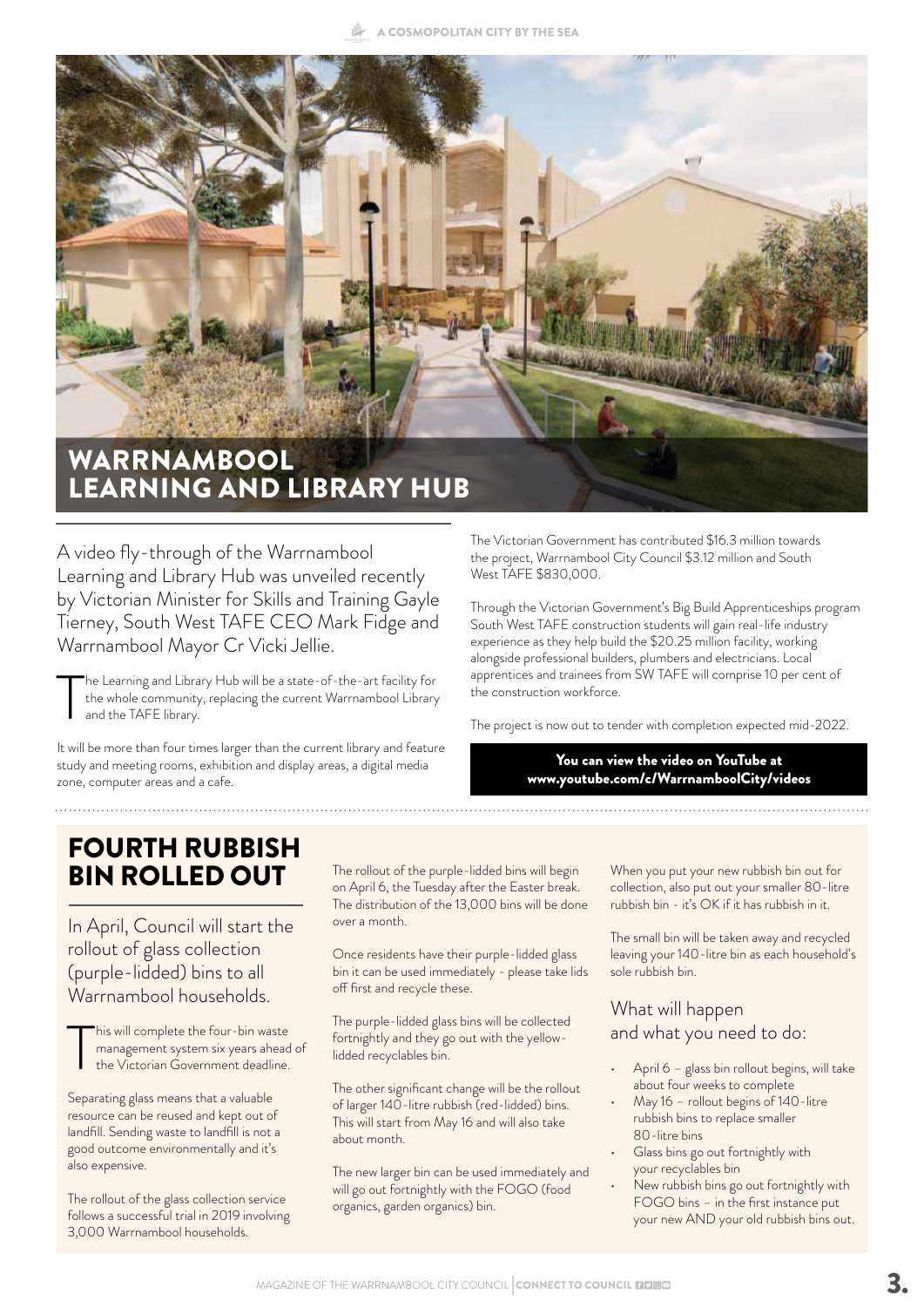# WARRNAMBOOL LEARNING AND LIBRARY HUB

A video fly-through of the Warrnambool Learning and Library Hub was unveiled recently by Victorian Minister for Skills and Training Gayle Tierney, South West TAFE CEO Mark Fidge and Warrnambool Mayor Cr Vicki Jellie.

The Learning and Library Hub will be a state-of-the-art facility for the whole community, replacing the current Warrnambool Library and the TAFE library.

It will be more than four times larger than the current library and feature study and meeting rooms, exhibition and display areas, a digital media zone, computer areas and a cafe.

The Victorian Government has contributed $16.3 million towards the project, Warrnambool City Council $3.12 million and South West TAFE $830,000.

Through the Victorian Government's Big Build Apprenticeships program South West TAFE construction students will gain real-life industry experience as they help build the $20.25 million facility, working alongside professional builders, plumbers and electricians. Local apprentices and trainees from SW TAFE will comprise 10 per cent of the construction workforce.

The project is now out to tender with completion expected mid-2022.

**You can view the video on YouTube at www.youtube.com/c/WarrnamboolCity/videos**

# FOURTH RUBBISH BIN ROLLED OUT

In April, Council will start the rollout of glass collection (purple-lidded) bins to all Warrnambool households.

This will complete the four-bin waste management system six years ahead of the Victorian Government deadline.

Separating glass means that a valuable resource can be reused and kept out of landfill. Sending waste to landfill is not a good outcome environmentally and it's also expensive.

The rollout of the glass collection service follows a successful trial in 2019 involving 3,000 Warrnambool households.

The rollout of the purple-lidded bins will begin on April 6, the Tuesday after the Easter break. The distribution of the 13,000 bins will be done over a month.

Once residents have their purple-lidded glass bin it can be used immediately - please take lids off first and recycle these.

The purple-lidded glass bins will be collected fortnightly and they go out with the yellow-lidded recyclables bin.

The other significant change will be the rollout of larger 140-litre rubbish (red-lidded) bins. This will start from May 16 and will also take about month.

The new larger bin can be used immediately and will go out fortnightly with the FOGO (food organics, garden organics) bin.

When you put your new rubbish bin out for collection, also put out your smaller 80-litre rubbish bin - it's OK if it has rubbish in it.

The small bin will be taken away and recycled leaving your 140-litre bin as each household's sole rubbish bin.

## What will happen and what you need to do:

- April 6 – glass bin rollout begins, will take about four weeks to complete
- May 16 – rollout begins of 140-litre rubbish bins to replace smaller 80-litre bins
- Glass bins go out fortnightly with your recyclables bin
- New rubbish bins go out fortnightly with FOGO bins – in the first instance put your new AND your old rubbish bins out.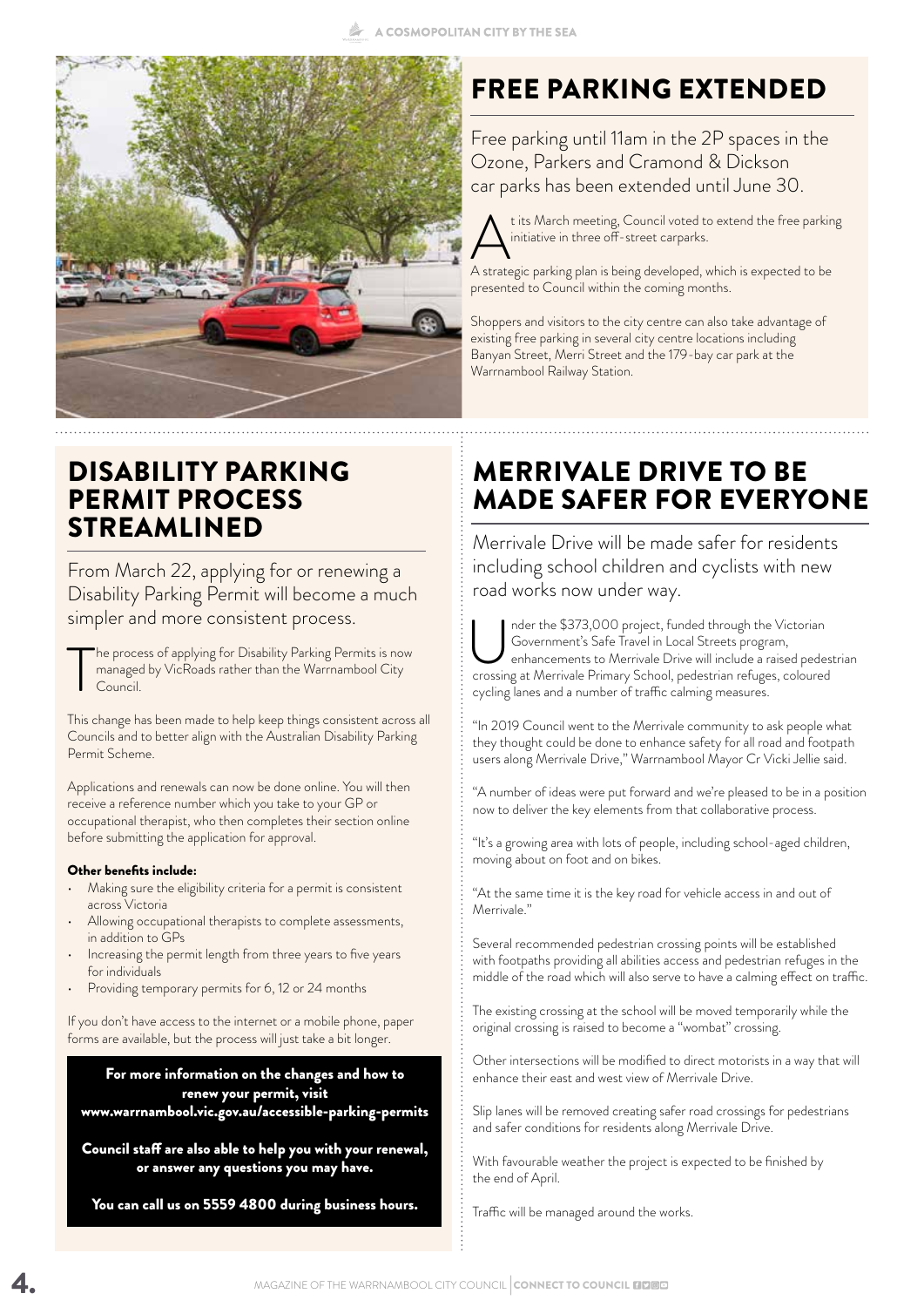## FREE PARKING EXTENDED

Free parking until 11am in the 2P spaces in the Ozone, Parkers and Cramond & Dickson car parks has been extended until June 30.

At its March meeting, Council voted to extend the free parking initiative in three off-street carparks.

A strategic parking plan is being developed, which is expected to be presented to Council within the coming months.

Shoppers and visitors to the city centre can also take advantage of existing free parking in several city centre locations including Banyan Street, Merri Street and the 179-bay car park at the Warrnambool Railway Station.

## DISABILITY PARKING PERMIT PROCESS STREAMLINED

From March 22, applying for or renewing a Disability Parking Permit will become a much simpler and more consistent process.

The process of applying for Disability Parking Permits is now managed by VicRoads rather than the Warrnambool City Council.

This change has been made to help keep things consistent across all Councils and to better align with the Australian Disability Parking Permit Scheme.

Applications and renewals can now be done online. You will then receive a reference number which you take to your GP or occupational therapist, who then completes their section online before submitting the application for approval.

**Other benefits include:**

- Making sure the eligibility criteria for a permit is consistent across Victoria
- Allowing occupational therapists to complete assessments, in addition to GPs
- Increasing the permit length from three years to five years for individuals
- Providing temporary permits for 6, 12 or 24 months

If you don't have access to the internet or a mobile phone, paper forms are available, but the process will just take a bit longer.

**For more information on the changes and how to renew your permit, visit www.warrnambool.vic.gov.au/accessible-parking-permits**

**Council staff are also able to help you with your renewal, or answer any questions you may have.**

**You can call us on 5559 4800 during business hours.**

## MERRIVALE DRIVE TO BE MADE SAFER FOR EVERYONE

Merrivale Drive will be made safer for residents including school children and cyclists with new road works now under way.

Under the $373,000 project, funded through the Victorian Government's Safe Travel in Local Streets program, enhancements to Merrivale Drive will include a raised pedestrian crossing at Merrivale Primary School, pedestrian refuges, coloured cycling lanes and a number of traffic calming measures.

"In 2019 Council went to the Merrivale community to ask people what they thought could be done to enhance safety for all road and footpath users along Merrivale Drive," Warrnambool Mayor Cr Vicki Jellie said.

"A number of ideas were put forward and we're pleased to be in a position now to deliver the key elements from that collaborative process.

"It's a growing area with lots of people, including school-aged children, moving about on foot and on bikes.

"At the same time it is the key road for vehicle access in and out of Merrivale."

Several recommended pedestrian crossing points will be established with footpaths providing all abilities access and pedestrian refuges in the middle of the road which will also serve to have a calming effect on traffic.

The existing crossing at the school will be moved temporarily while the original crossing is raised to become a "wombat" crossing.

Other intersections will be modified to direct motorists in a way that will enhance their east and west view of Merrivale Drive.

Slip lanes will be removed creating safer road crossings for pedestrians and safer conditions for residents along Merrivale Drive.

With favourable weather the project is expected to be finished by the end of April.

Traffic will be managed around the works.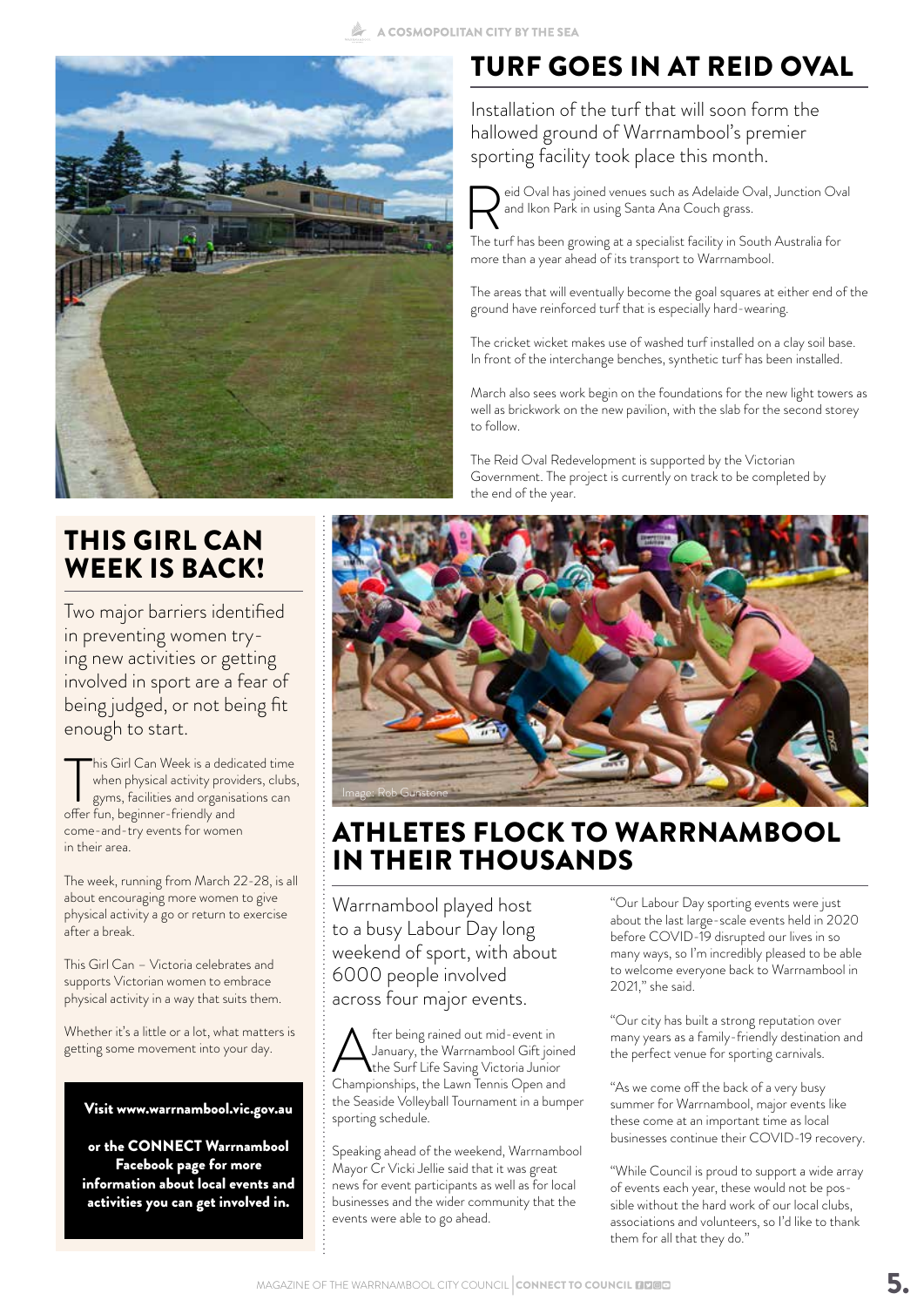## TURF GOES IN AT REID OVAL

Installation of the turf that will soon form the hallowed ground of Warrnambool's premier sporting facility took place this month.

Reid Oval has joined venues such as Adelaide Oval, Junction Oval and Ikon Park in using Santa Ana Couch grass.

The turf has been growing at a specialist facility in South Australia for more than a year ahead of its transport to Warrnambool.

The areas that will eventually become the goal squares at either end of the ground have reinforced turf that is especially hard-wearing.

The cricket wicket makes use of washed turf installed on a clay soil base. In front of the interchange benches, synthetic turf has been installed.

March also sees work begin on the foundations for the new light towers as well as brickwork on the new pavilion, with the slab for the second storey to follow.

The Reid Oval Redevelopment is supported by the Victorian Government. The project is currently on track to be completed by the end of the year.

## THIS GIRL CAN WEEK IS BACK!

Two major barriers identified in preventing women trying new activities or getting involved in sport are a fear of being judged, or not being fit enough to start.

This Girl Can Week is a dedicated time when physical activity providers, clubs, gyms, facilities and organisations can offer fun, beginner-friendly and come-and-try events for women in their area.

The week, running from March 22-28, is all about encouraging more women to give physical activity a go or return to exercise after a break.

This Girl Can – Victoria celebrates and supports Victorian women to embrace physical activity in a way that suits them.

Whether it's a little or a lot, what matters is getting some movement into your day.

**Visit www.warrnambool.vic.gov.au or the CONNECT Warrnambool Facebook page for more information about local events and activities you can get involved in.**

Image: Rob Gunstone

## ATHLETES FLOCK TO WARRNAMBOOL IN THEIR THOUSANDS

Warrnambool played host to a busy Labour Day long weekend of sport, with about 6000 people involved across four major events.

After being rained out mid-event in January, the Warrnambool Gift joined the Surf Life Saving Victoria Junior Championships, the Lawn Tennis Open and the Seaside Volleyball Tournament in a bumper sporting schedule.

Speaking ahead of the weekend, Warrnambool Mayor Cr Vicki Jellie said that it was great news for event participants as well as for local businesses and the wider community that the events were able to go ahead.

"Our Labour Day sporting events were just about the last large-scale events held in 2020 before COVID-19 disrupted our lives in so many ways, so I'm incredibly pleased to be able to welcome everyone back to Warrnambool in 2021," she said.

"Our city has built a strong reputation over many years as a family-friendly destination and the perfect venue for sporting carnivals.

"As we come off the back of a very busy summer for Warrnambool, major events like these come at an important time as local businesses continue their COVID-19 recovery.

"While Council is proud to support a wide array of events each year, these would not be possible without the hard work of our local clubs, associations and volunteers, so I'd like to thank them for all that they do."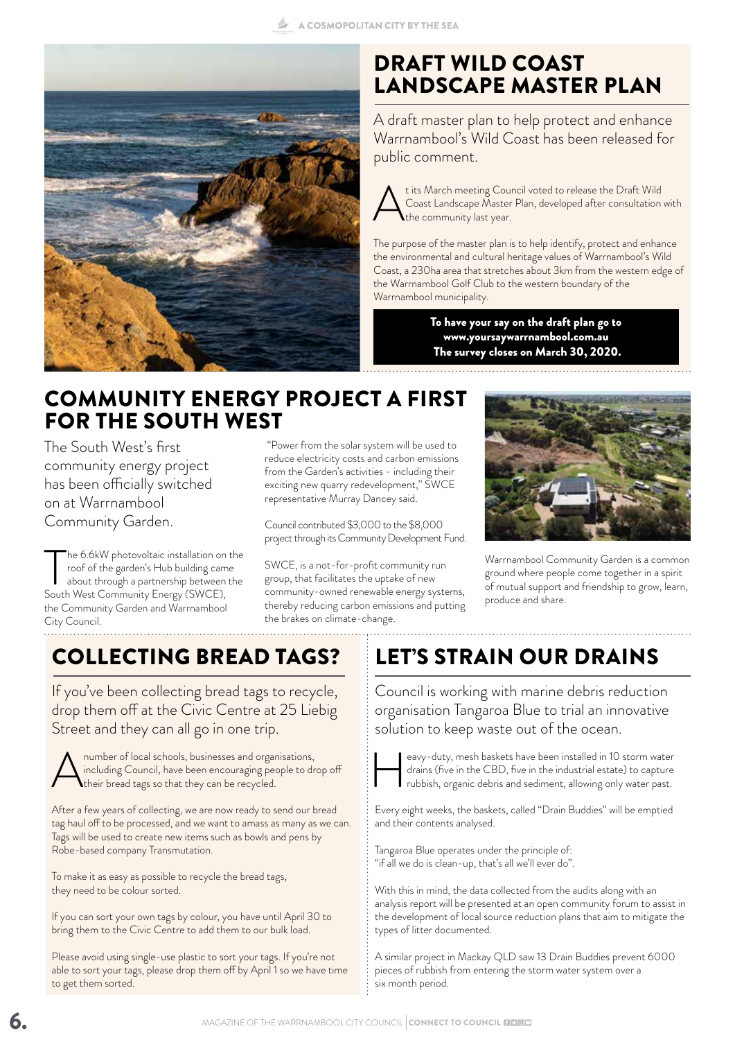# DRAFT WILD COAST LANDSCAPE MASTER PLAN

A draft master plan to help protect and enhance Warrnambool's Wild Coast has been released for public comment.

At its March meeting Council voted to release the Draft Wild Coast Landscape Master Plan, developed after consultation with the community last year.

The purpose of the master plan is to help identify, protect and enhance the environmental and cultural heritage values of Warrnambool's Wild Coast, a 230ha area that stretches about 3km from the western edge of the Warrnambool Golf Club to the western boundary of the Warrnambool municipality.

**To have your say on the draft plan go to www.yoursaywarrnambool.com.au The survey closes on March 30, 2020.**

# COMMUNITY ENERGY PROJECT A FIRST FOR THE SOUTH WEST

The South West's first community energy project has been officially switched on at Warrnambool Community Garden.

The 6.6kW photovoltaic installation on the roof of the garden's Hub building came about through a partnership between the South West Community Energy (SWCE), the Community Garden and Warrnambool City Council.

"Power from the solar system will be used to reduce electricity costs and carbon emissions from the Garden's activities - including their exciting new quarry redevelopment," SWCE representative Murray Dancey said.

Council contributed $3,000 to the $8,000 project through its Community Development Fund.

SWCE, is a not-for-profit community run group, that facilitates the uptake of new community-owned renewable energy systems, thereby reducing carbon emissions and putting the brakes on climate-change.

Warrnambool Community Garden is a common ground where people come together in a spirit of mutual support and friendship to grow, learn, produce and share.

# COLLECTING BREAD TAGS?

If you've been collecting bread tags to recycle, drop them off at the Civic Centre at 25 Liebig Street and they can all go in one trip.

A number of local schools, businesses and organisations, including Council, have been encouraging people to drop off their bread tags so that they can be recycled.

After a few years of collecting, we are now ready to send our bread tag haul off to be processed, and we want to amass as many as we can. Tags will be used to create new items such as bowls and pens by Robe-based company Transmutation.

To make it as easy as possible to recycle the bread tags, they need to be colour sorted.

If you can sort your own tags by colour, you have until April 30 to bring them to the Civic Centre to add them to our bulk load.

Please avoid using single-use plastic to sort your tags. If you're not able to sort your tags, please drop them off by April 1 so we have time to get them sorted.

# LET'S STRAIN OUR DRAINS

Council is working with marine debris reduction organisation Tangaroa Blue to trial an innovative solution to keep waste out of the ocean.

Heavy-duty, mesh baskets have been installed in 10 storm water drains (five in the CBD, five in the industrial estate) to capture rubbish, organic debris and sediment, allowing only water past.

Every eight weeks, the baskets, called "Drain Buddies" will be emptied and their contents analysed.

Tangaroa Blue operates under the principle of: "if all we do is clean-up, that's all we'll ever do".

With this in mind, the data collected from the audits along with an analysis report will be presented at an open community forum to assist in the development of local source reduction plans that aim to mitigate the types of litter documented.

A similar project in Mackay QLD saw 13 Drain Buddies prevent 6000 pieces of rubbish from entering the storm water system over a six month period.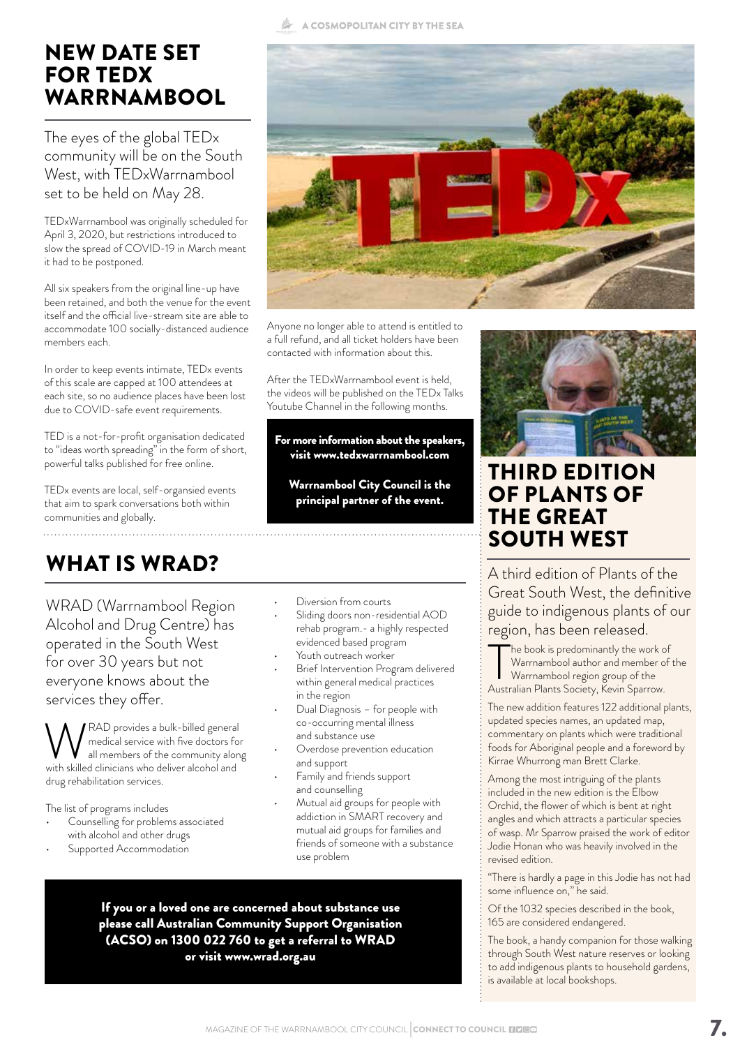# NEW DATE SET FOR TEDX WARRNAMBOOL

The eyes of the global TEDx community will be on the South West, with TEDxWarrnambool set to be held on May 28.

TEDxWarrnambool was originally scheduled for April 3, 2020, but restrictions introduced to slow the spread of COVID-19 in March meant it had to be postponed.

All six speakers from the original line-up have been retained, and both the venue for the event itself and the official live-stream site are able to accommodate 100 socially-distanced audience members each.

In order to keep events intimate, TEDx events of this scale are capped at 100 attendees at each site, so no audience places have been lost due to COVID-safe event requirements.

TED is a not-for-profit organisation dedicated to "ideas worth spreading" in the form of short, powerful talks published for free online.

TEDx events are local, self-organsied events that aim to spark conversations both within communities and globally.

Anyone no longer able to attend is entitled to a full refund, and all ticket holders have been contacted with information about this.

After the TEDxWarrnambool event is held, the videos will be published on the TEDx Talks Youtube Channel in the following months.

**For more information about the speakers, visit www.tedxwarrnambool.com**

**Warrnambool City Council is the principal partner of the event.**

# WHAT IS WRAD?

WRAD (Warrnambool Region Alcohol and Drug Centre) has operated in the South West for over 30 years but not everyone knows about the services they offer.

WRAD provides a bulk-billed general medical service with five doctors for all members of the community along with skilled clinicians who deliver alcohol and drug rehabilitation services.

The list of programs includes

- Counselling for problems associated with alcohol and other drugs
- Supported Accommodation
- Diversion from courts
- Sliding doors non-residential AOD rehab program.- a highly respected evidenced based program
- Youth outreach worker
- Brief Intervention Program delivered within general medical practices in the region
- Dual Diagnosis – for people with co-occurring mental illness and substance use
- Overdose prevention education and support
- Family and friends support and counselling
- Mutual aid groups for people with addiction in SMART recovery and mutual aid groups for families and friends of someone with a substance use problem

**If you or a loved one are concerned about substance use please call Australian Community Support Organisation (ACSO) on 1300 022 760 to get a referral to WRAD or visit www.wrad.org.au**

# THIRD EDITION OF PLANTS OF THE GREAT SOUTH WEST

A third edition of Plants of the Great South West, the definitive guide to indigenous plants of our region, has been released.

The book is predominantly the work of Warrnambool author and member of the Warrnambool region group of the Australian Plants Society, Kevin Sparrow.

The new addition features 122 additional plants, updated species names, an updated map, commentary on plants which were traditional foods for Aboriginal people and a foreword by Kirrae Whurrong man Brett Clarke.

Among the most intriguing of the plants included in the new edition is the Elbow Orchid, the flower of which is bent at right angles and which attracts a particular species of wasp. Mr Sparrow praised the work of editor Jodie Honan who was heavily involved in the revised edition.

"There is hardly a page in this Jodie has not had some influence on," he said.

Of the 1032 species described in the book, 165 are considered endangered.

The book, a handy companion for those walking through South West nature reserves or looking to add indigenous plants to household gardens, is available at local bookshops.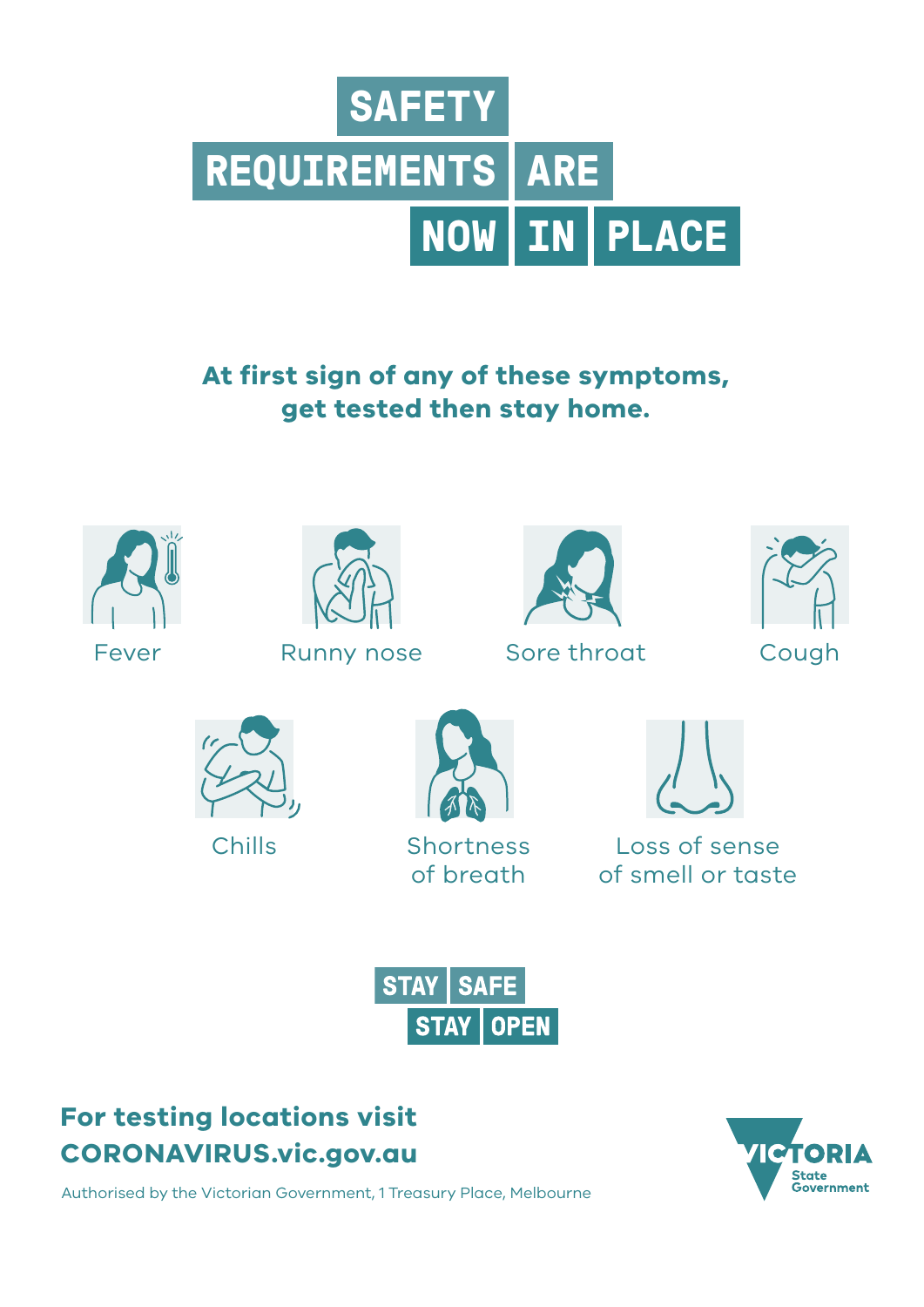# SAFETY REQUIREMENTS ARE NOW IN PLACE

**At first sign of any of these symptoms, get tested then stay home.**

- Fever
- Runny nose
- Sore throat
- Cough
- Chills
- Shortness of breath
- Loss of sense of smell or taste

STAY SAFE
STAY OPEN

**For testing locations visit CORONAVIRUS.vic.gov.au**

Authorised by the Victorian Government, 1 Treasury Place, Melbourne

VICTORIA State Government